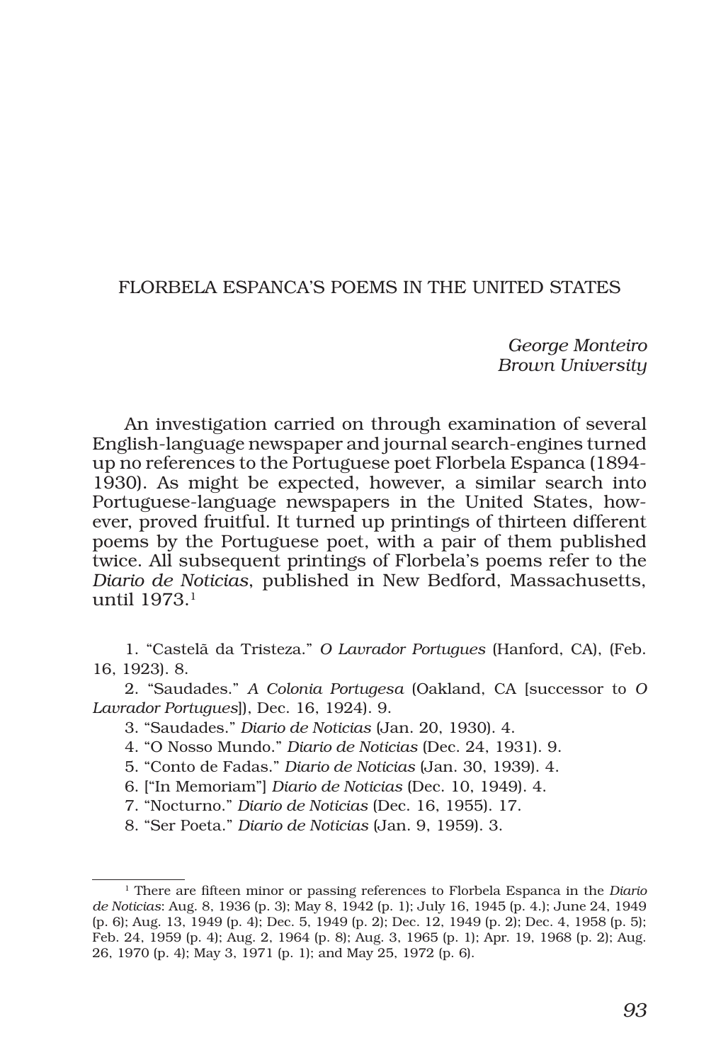# FLORBELA ESPANCA'S POEMS IN THE UNITED STATES

*George Monteiro*
*Brown University*

An investigation carried on through examination of several English-language newspaper and journal search-engines turned up no references to the Portuguese poet Florbela Espanca (1894-1930). As might be expected, however, a similar search into Portuguese-language newspapers in the United States, however, proved fruitful. It turned up printings of thirteen different poems by the Portuguese poet, with a pair of them published twice. All subsequent printings of Florbela's poems refer to the *Diario de Noticias*, published in New Bedford, Massachusetts, until 1973.[1]

1. "Castelã da Tristeza." *O Lavrador Portugues* (Hanford, CA), (Feb. 16, 1923). 8.
2. "Saudades." *A Colonia Portugesa* (Oakland, CA [successor to *O Lavrador Portugues*]), Dec. 16, 1924). 9.
3. "Saudades." *Diario de Noticias* (Jan. 20, 1930). 4.
4. "O Nosso Mundo." *Diario de Noticias* (Dec. 24, 1931). 9.
5. "Conto de Fadas." *Diario de Noticias* (Jan. 30, 1939). 4.
6. ["In Memoriam"] *Diario de Noticias* (Dec. 10, 1949). 4.
7. "Nocturno." *Diario de Noticias* (Dec. 16, 1955). 17.
8. "Ser Poeta." *Diario de Noticias* (Jan. 9, 1959). 3.

---

[1] There are fifteen minor or passing references to Florbela Espanca in the *Diario de Noticias*: Aug. 8, 1936 (p. 3); May 8, 1942 (p. 1); July 16, 1945 (p. 4.); June 24, 1949 (p. 6); Aug. 13, 1949 (p. 4); Dec. 5, 1949 (p. 2); Dec. 12, 1949 (p. 2); Dec. 4, 1958 (p. 5); Feb. 24, 1959 (p. 4); Aug. 2, 1964 (p. 8); Aug. 3, 1965 (p. 1); Apr. 19, 1968 (p. 2); Aug. 26, 1970 (p. 4); May 3, 1971 (p. 1); and May 25, 1972 (p. 6).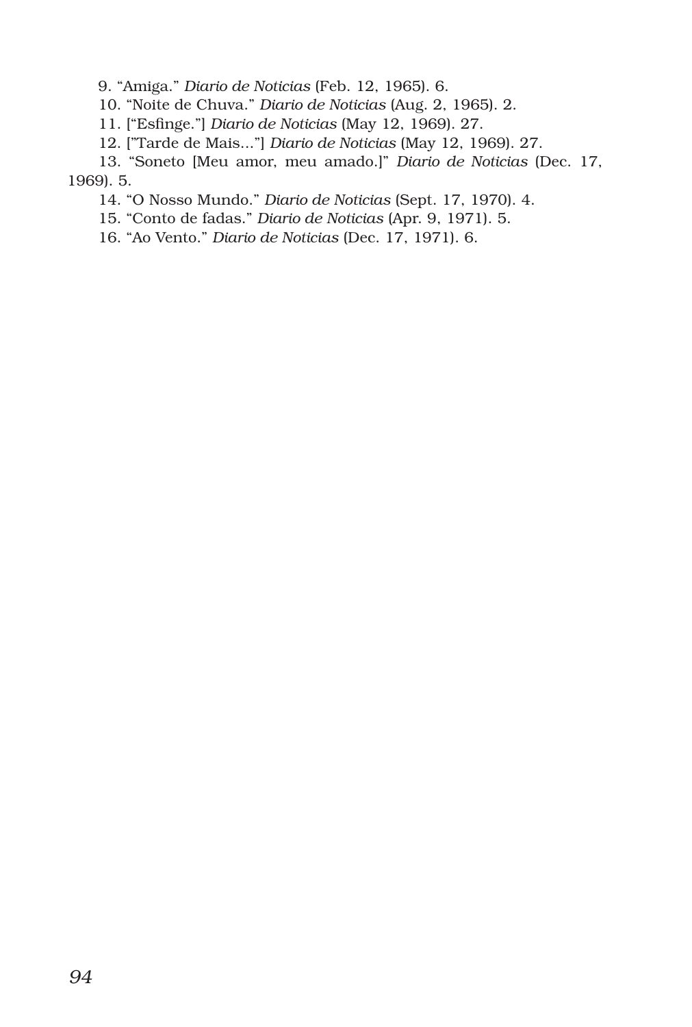9. “Amiga.” *Diario de Noticias* (Feb. 12, 1965). 6.

10. “Noite de Chuva.” *Diario de Noticias* (Aug. 2, 1965). 2.

11. [“Esfinge.”] *Diario de Noticias* (May 12, 1969). 27.

12. [”Tarde de Mais…”] *Diario de Noticias* (May 12, 1969). 27.

13. “Soneto [Meu amor, meu amado.]” *Diario de Noticias* (Dec. 17, 1969). 5.

14. “O Nosso Mundo.” *Diario de Noticias* (Sept. 17, 1970). 4.

15. “Conto de fadas.” *Diario de Noticias* (Apr. 9, 1971). 5.

16. “Ao Vento.” *Diario de Noticias* (Dec. 17, 1971). 6.